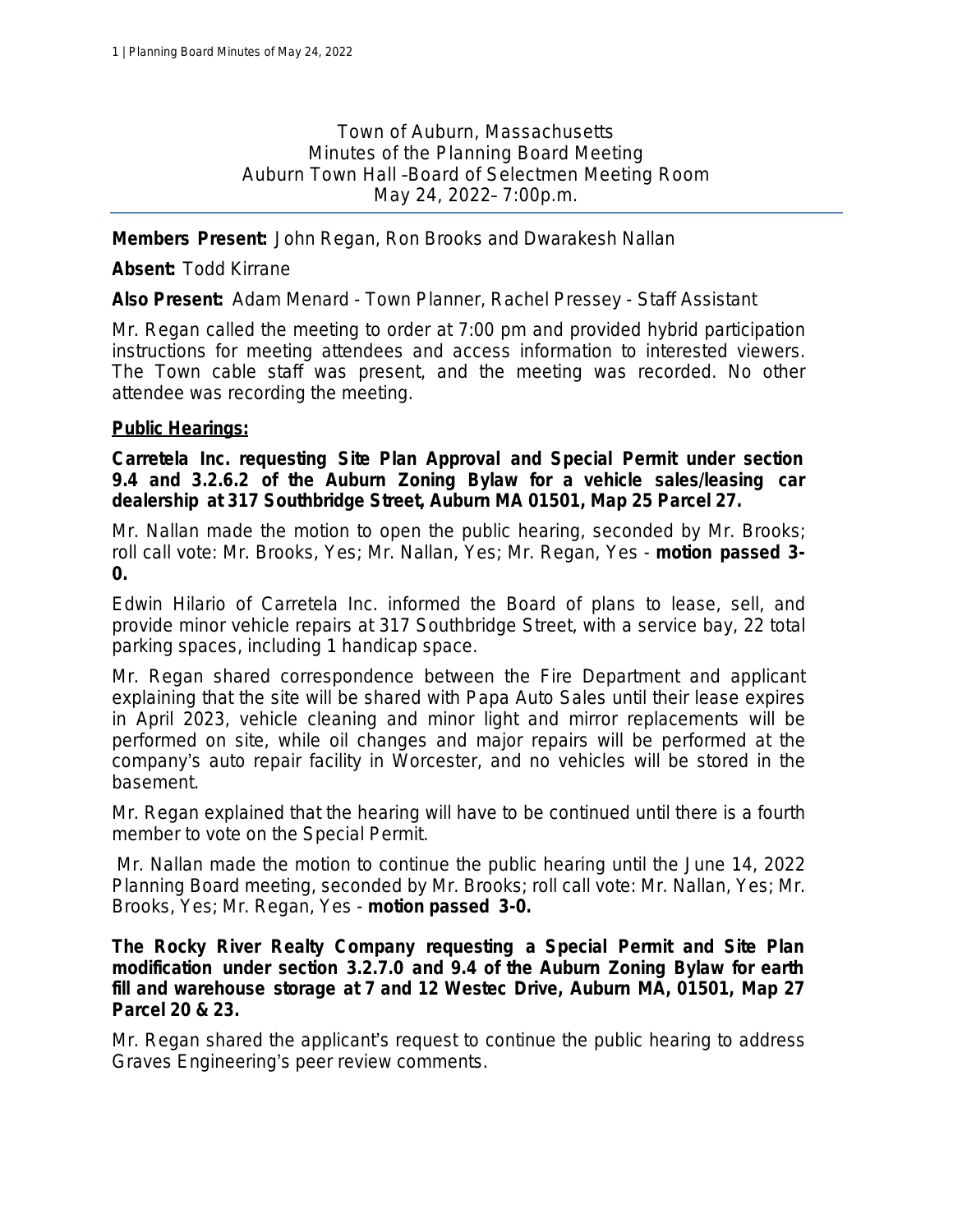Town of Auburn, Massachusetts
Minutes of the Planning Board Meeting
Auburn Town Hall –Board of Selectmen Meeting Room
May 24, 2022– 7:00p.m.

---

**Members Present:** John Regan, Ron Brooks and Dwarakesh Nallan

**Absent:** Todd Kirrane

**Also Present:** Adam Menard - Town Planner, Rachel Pressey - Staff Assistant

Mr. Regan called the meeting to order at 7:00 pm and provided hybrid participation instructions for meeting attendees and access information to interested viewers. The Town cable staff was present, and the meeting was recorded. No other attendee was recording the meeting.

**Public Hearings:**

**Carretela Inc. requesting Site Plan Approval and Special Permit under section 9.4 and 3.2.6.2 of the Auburn Zoning Bylaw for a vehicle sales/leasing car dealership at 317 Southbridge Street, Auburn MA 01501, Map 25 Parcel 27.**

Mr. Nallan made the motion to open the public hearing, seconded by Mr. Brooks; roll call vote: Mr. Brooks, Yes; Mr. Nallan, Yes; Mr. Regan, Yes - **motion passed 3-0.**

Edwin Hilario of Carretela Inc. informed the Board of plans to lease, sell, and provide minor vehicle repairs at 317 Southbridge Street, with a service bay, 22 total parking spaces, including 1 handicap space.

Mr. Regan shared correspondence between the Fire Department and applicant explaining that the site will be shared with Papa Auto Sales until their lease expires in April 2023, vehicle cleaning and minor light and mirror replacements will be performed on site, while oil changes and major repairs will be performed at the company's auto repair facility in Worcester, and no vehicles will be stored in the basement.

Mr. Regan explained that the hearing will have to be continued until there is a fourth member to vote on the Special Permit.

Mr. Nallan made the motion to continue the public hearing until the June 14, 2022 Planning Board meeting, seconded by Mr. Brooks; roll call vote: Mr. Nallan, Yes; Mr. Brooks, Yes; Mr. Regan, Yes - **motion passed 3-0.**

**The Rocky River Realty Company requesting a Special Permit and Site Plan modification under section 3.2.7.0 and 9.4 of the Auburn Zoning Bylaw for earth fill and warehouse storage at 7 and 12 Westec Drive, Auburn MA, 01501, Map 27 Parcel 20 & 23.**

Mr. Regan shared the applicant's request to continue the public hearing to address Graves Engineering's peer review comments.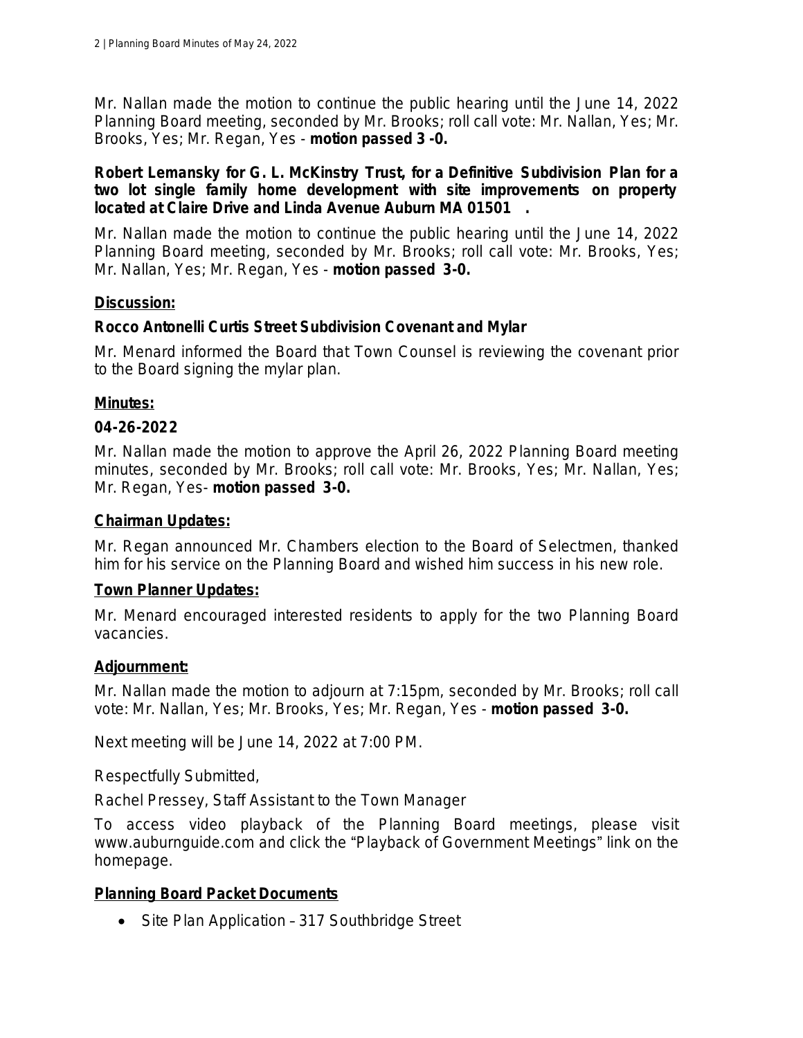Mr. Nallan made the motion to continue the public hearing until the June 14, 2022 Planning Board meeting, seconded by Mr. Brooks; roll call vote: Mr. Nallan, Yes; Mr. Brooks, Yes; Mr. Regan, Yes - **motion passed 3 -0.**

**Robert Lemansky for G. L. McKinstry Trust, for a Definitive Subdivision Plan for a two lot single family home development with site improvements on property located at Claire Drive and Linda Avenue Auburn MA 01501 .**

Mr. Nallan made the motion to continue the public hearing until the June 14, 2022 Planning Board meeting, seconded by Mr. Brooks; roll call vote: Mr. Brooks, Yes; Mr. Nallan, Yes; Mr. Regan, Yes - **motion passed 3-0.**

## Discussion:

**Rocco Antonelli Curtis Street Subdivision Covenant and Mylar**

Mr. Menard informed the Board that Town Counsel is reviewing the covenant prior to the Board signing the mylar plan.

## Minutes:

**04-26-2022**

Mr. Nallan made the motion to approve the April 26, 2022 Planning Board meeting minutes, seconded by Mr. Brooks; roll call vote: Mr. Brooks, Yes; Mr. Nallan, Yes; Mr. Regan, Yes- **motion passed 3-0.**

## Chairman Updates:

Mr. Regan announced Mr. Chambers election to the Board of Selectmen, thanked him for his service on the Planning Board and wished him success in his new role.

## Town Planner Updates:

Mr. Menard encouraged interested residents to apply for the two Planning Board vacancies.

## Adjournment:

Mr. Nallan made the motion to adjourn at 7:15pm, seconded by Mr. Brooks; roll call vote: Mr. Nallan, Yes; Mr. Brooks, Yes; Mr. Regan, Yes - **motion passed 3-0.**

Next meeting will be June 14, 2022 at 7:00 PM.

Respectfully Submitted,

Rachel Pressey, Staff Assistant to the Town Manager

To access video playback of the Planning Board meetings, please visit www.auburnguide.com and click the "Playback of Government Meetings" link on the homepage.

## Planning Board Packet Documents

- Site Plan Application – 317 Southbridge Street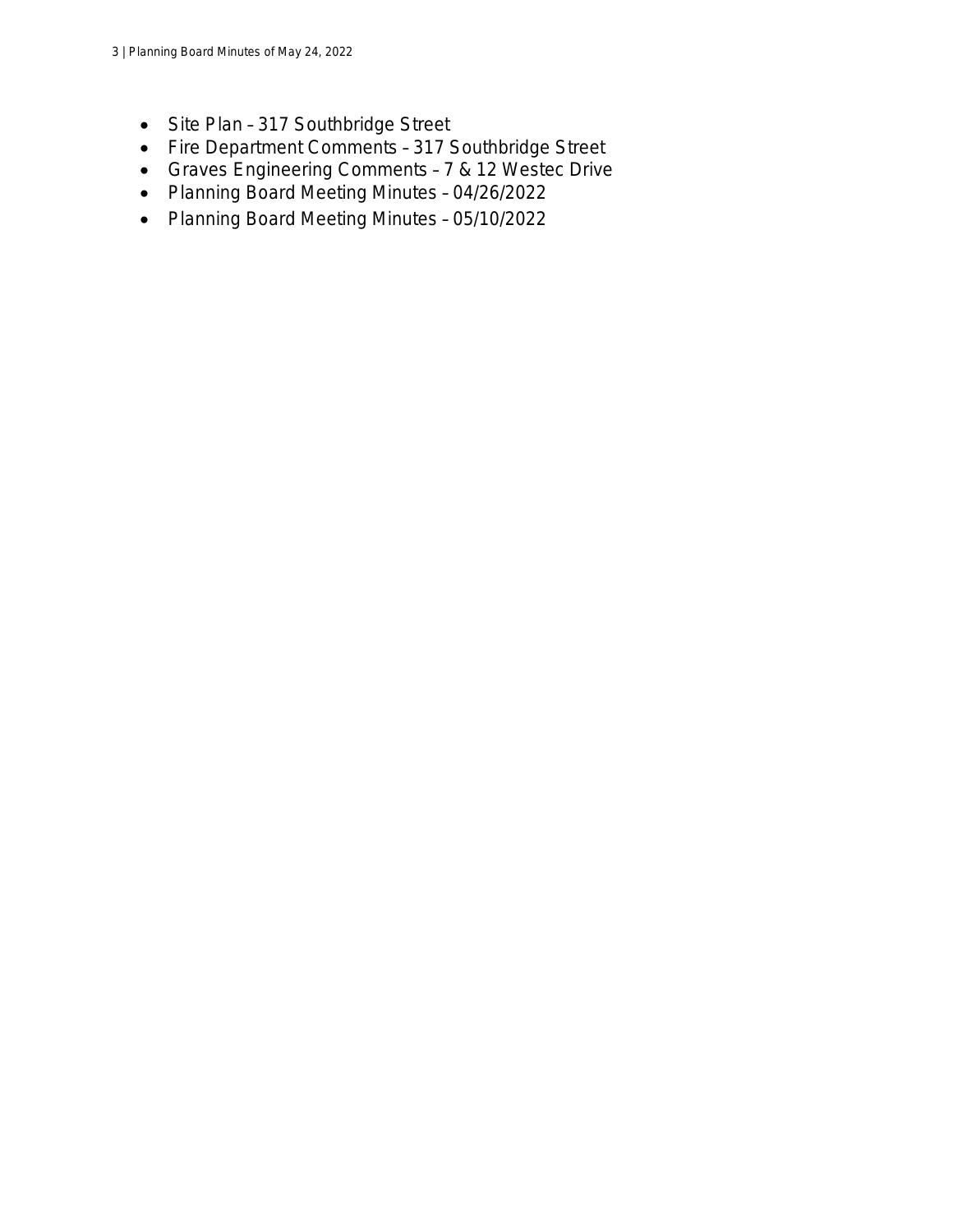- Site Plan – 317 Southbridge Street
- Fire Department Comments – 317 Southbridge Street
- Graves Engineering Comments – 7 & 12 Westec Drive
- Planning Board Meeting Minutes – 04/26/2022
- Planning Board Meeting Minutes – 05/10/2022